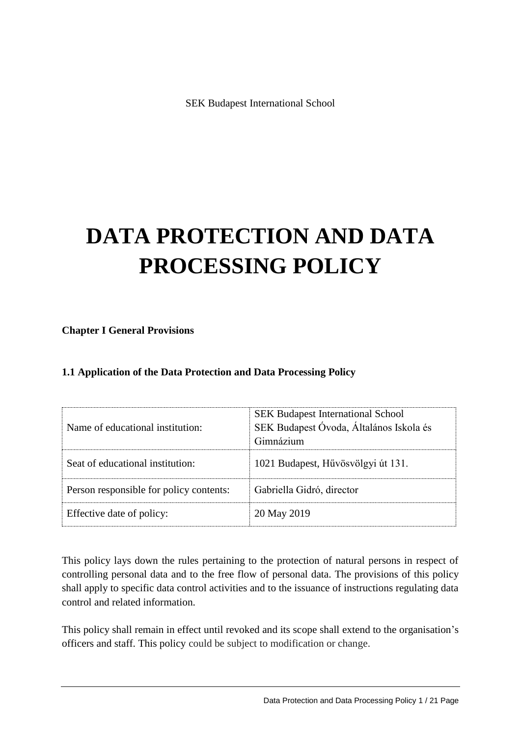SEK Budapest International School

# DATA PROTECTION AND DATA PROCESSING POLICY

**Chapter I General Provisions**

**1.1 Application of the Data Protection and Data Processing Policy**

| | |
|---|---|
| Name of educational institution: | SEK Budapest International School<br>SEK Budapest Óvoda, Általános Iskola és Gimnázium |
| Seat of educational institution: | 1021 Budapest, Hűvösvölgyi út 131. |
| Person responsible for policy contents: | Gabriella Gidró, director |
| Effective date of policy: | 20 May 2019 |

This policy lays down the rules pertaining to the protection of natural persons in respect of controlling personal data and to the free flow of personal data. The provisions of this policy shall apply to specific data control activities and to the issuance of instructions regulating data control and related information.

This policy shall remain in effect until revoked and its scope shall extend to the organisation's officers and staff. This policy could be subject to modification or change.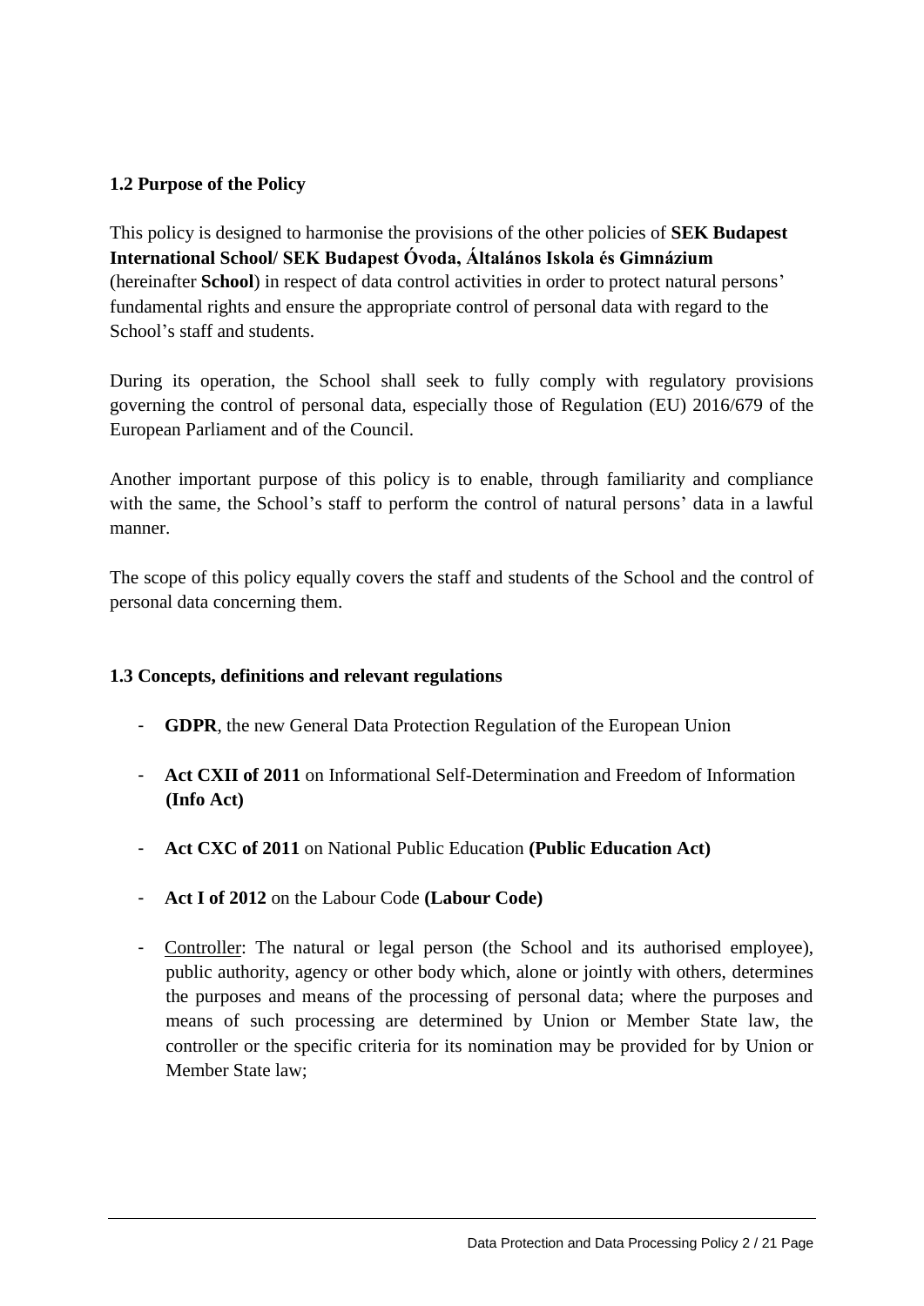### 1.2 Purpose of the Policy

This policy is designed to harmonise the provisions of the other policies of **SEK Budapest International School/ SEK Budapest Óvoda, Általános Iskola és Gimnázium** (hereinafter **School**) in respect of data control activities in order to protect natural persons' fundamental rights and ensure the appropriate control of personal data with regard to the School's staff and students.

During its operation, the School shall seek to fully comply with regulatory provisions governing the control of personal data, especially those of Regulation (EU) 2016/679 of the European Parliament and of the Council.

Another important purpose of this policy is to enable, through familiarity and compliance with the same, the School's staff to perform the control of natural persons' data in a lawful manner.

The scope of this policy equally covers the staff and students of the School and the control of personal data concerning them.

### 1.3 Concepts, definitions and relevant regulations

- **GDPR**, the new General Data Protection Regulation of the European Union
- **Act CXII of 2011** on Informational Self-Determination and Freedom of Information **(Info Act)**
- **Act CXC of 2011** on National Public Education **(Public Education Act)**
- **Act I of 2012** on the Labour Code **(Labour Code)**
- Controller: The natural or legal person (the School and its authorised employee), public authority, agency or other body which, alone or jointly with others, determines the purposes and means of the processing of personal data; where the purposes and means of such processing are determined by Union or Member State law, the controller or the specific criteria for its nomination may be provided for by Union or Member State law;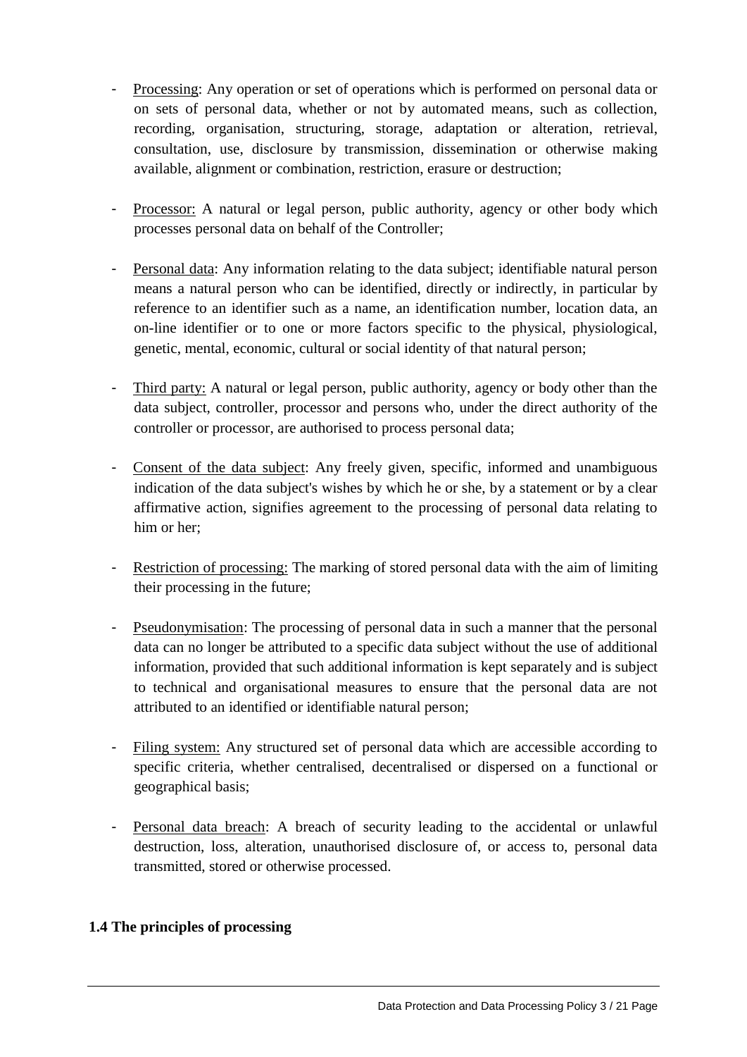- Processing: Any operation or set of operations which is performed on personal data or on sets of personal data, whether or not by automated means, such as collection, recording, organisation, structuring, storage, adaptation or alteration, retrieval, consultation, use, disclosure by transmission, dissemination or otherwise making available, alignment or combination, restriction, erasure or destruction;

- Processor: A natural or legal person, public authority, agency or other body which processes personal data on behalf of the Controller;

- Personal data: Any information relating to the data subject; identifiable natural person means a natural person who can be identified, directly or indirectly, in particular by reference to an identifier such as a name, an identification number, location data, an on-line identifier or to one or more factors specific to the physical, physiological, genetic, mental, economic, cultural or social identity of that natural person;

- Third party: A natural or legal person, public authority, agency or body other than the data subject, controller, processor and persons who, under the direct authority of the controller or processor, are authorised to process personal data;

- Consent of the data subject: Any freely given, specific, informed and unambiguous indication of the data subject's wishes by which he or she, by a statement or by a clear affirmative action, signifies agreement to the processing of personal data relating to him or her;

- Restriction of processing: The marking of stored personal data with the aim of limiting their processing in the future;

- Pseudonymisation: The processing of personal data in such a manner that the personal data can no longer be attributed to a specific data subject without the use of additional information, provided that such additional information is kept separately and is subject to technical and organisational measures to ensure that the personal data are not attributed to an identified or identifiable natural person;

- Filing system: Any structured set of personal data which are accessible according to specific criteria, whether centralised, decentralised or dispersed on a functional or geographical basis;

- Personal data breach: A breach of security leading to the accidental or unlawful destruction, loss, alteration, unauthorised disclosure of, or access to, personal data transmitted, stored or otherwise processed.

### 1.4 The principles of processing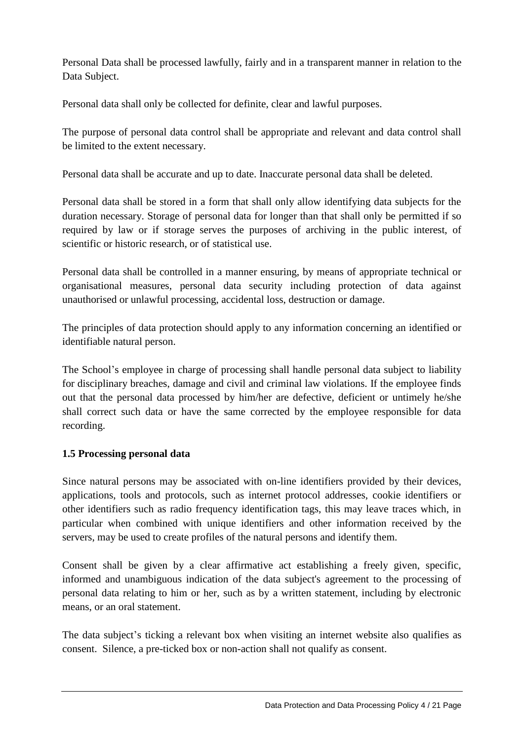Personal Data shall be processed lawfully, fairly and in a transparent manner in relation to the Data Subject.

Personal data shall only be collected for definite, clear and lawful purposes.

The purpose of personal data control shall be appropriate and relevant and data control shall be limited to the extent necessary.

Personal data shall be accurate and up to date. Inaccurate personal data shall be deleted.

Personal data shall be stored in a form that shall only allow identifying data subjects for the duration necessary. Storage of personal data for longer than that shall only be permitted if so required by law or if storage serves the purposes of archiving in the public interest, of scientific or historic research, or of statistical use.

Personal data shall be controlled in a manner ensuring, by means of appropriate technical or organisational measures, personal data security including protection of data against unauthorised or unlawful processing, accidental loss, destruction or damage.

The principles of data protection should apply to any information concerning an identified or identifiable natural person.

The School's employee in charge of processing shall handle personal data subject to liability for disciplinary breaches, damage and civil and criminal law violations. If the employee finds out that the personal data processed by him/her are defective, deficient or untimely he/she shall correct such data or have the same corrected by the employee responsible for data recording.

### 1.5 Processing personal data

Since natural persons may be associated with on-line identifiers provided by their devices, applications, tools and protocols, such as internet protocol addresses, cookie identifiers or other identifiers such as radio frequency identification tags, this may leave traces which, in particular when combined with unique identifiers and other information received by the servers, may be used to create profiles of the natural persons and identify them.

Consent shall be given by a clear affirmative act establishing a freely given, specific, informed and unambiguous indication of the data subject's agreement to the processing of personal data relating to him or her, such as by a written statement, including by electronic means, or an oral statement.

The data subject's ticking a relevant box when visiting an internet website also qualifies as consent. Silence, a pre-ticked box or non-action shall not qualify as consent.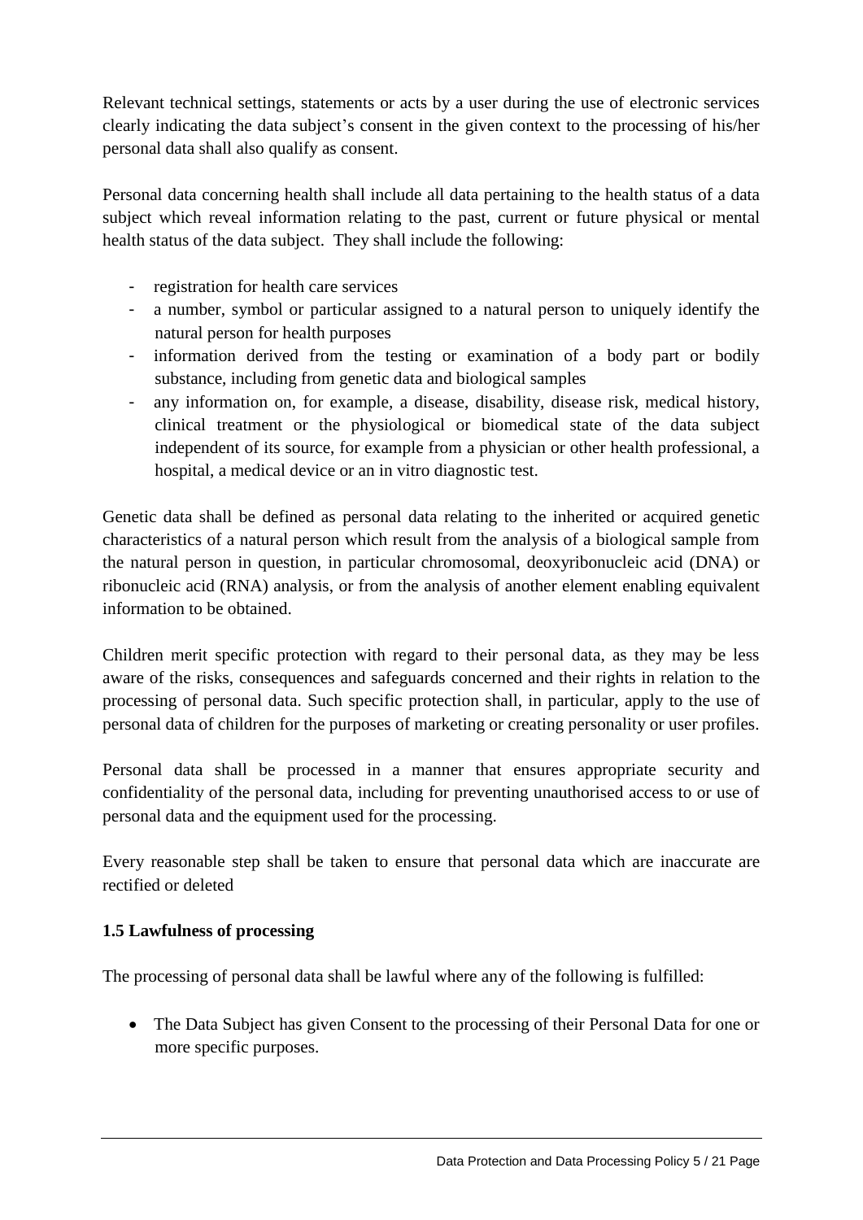Relevant technical settings, statements or acts by a user during the use of electronic services clearly indicating the data subject's consent in the given context to the processing of his/her personal data shall also qualify as consent.

Personal data concerning health shall include all data pertaining to the health status of a data subject which reveal information relating to the past, current or future physical or mental health status of the data subject. They shall include the following:

- registration for health care services
- a number, symbol or particular assigned to a natural person to uniquely identify the natural person for health purposes
- information derived from the testing or examination of a body part or bodily substance, including from genetic data and biological samples
- any information on, for example, a disease, disability, disease risk, medical history, clinical treatment or the physiological or biomedical state of the data subject independent of its source, for example from a physician or other health professional, a hospital, a medical device or an in vitro diagnostic test.

Genetic data shall be defined as personal data relating to the inherited or acquired genetic characteristics of a natural person which result from the analysis of a biological sample from the natural person in question, in particular chromosomal, deoxyribonucleic acid (DNA) or ribonucleic acid (RNA) analysis, or from the analysis of another element enabling equivalent information to be obtained.

Children merit specific protection with regard to their personal data, as they may be less aware of the risks, consequences and safeguards concerned and their rights in relation to the processing of personal data. Such specific protection shall, in particular, apply to the use of personal data of children for the purposes of marketing or creating personality or user profiles.

Personal data shall be processed in a manner that ensures appropriate security and confidentiality of the personal data, including for preventing unauthorised access to or use of personal data and the equipment used for the processing.

Every reasonable step shall be taken to ensure that personal data which are inaccurate are rectified or deleted

**1.5 Lawfulness of processing**

The processing of personal data shall be lawful where any of the following is fulfilled:

- The Data Subject has given Consent to the processing of their Personal Data for one or more specific purposes.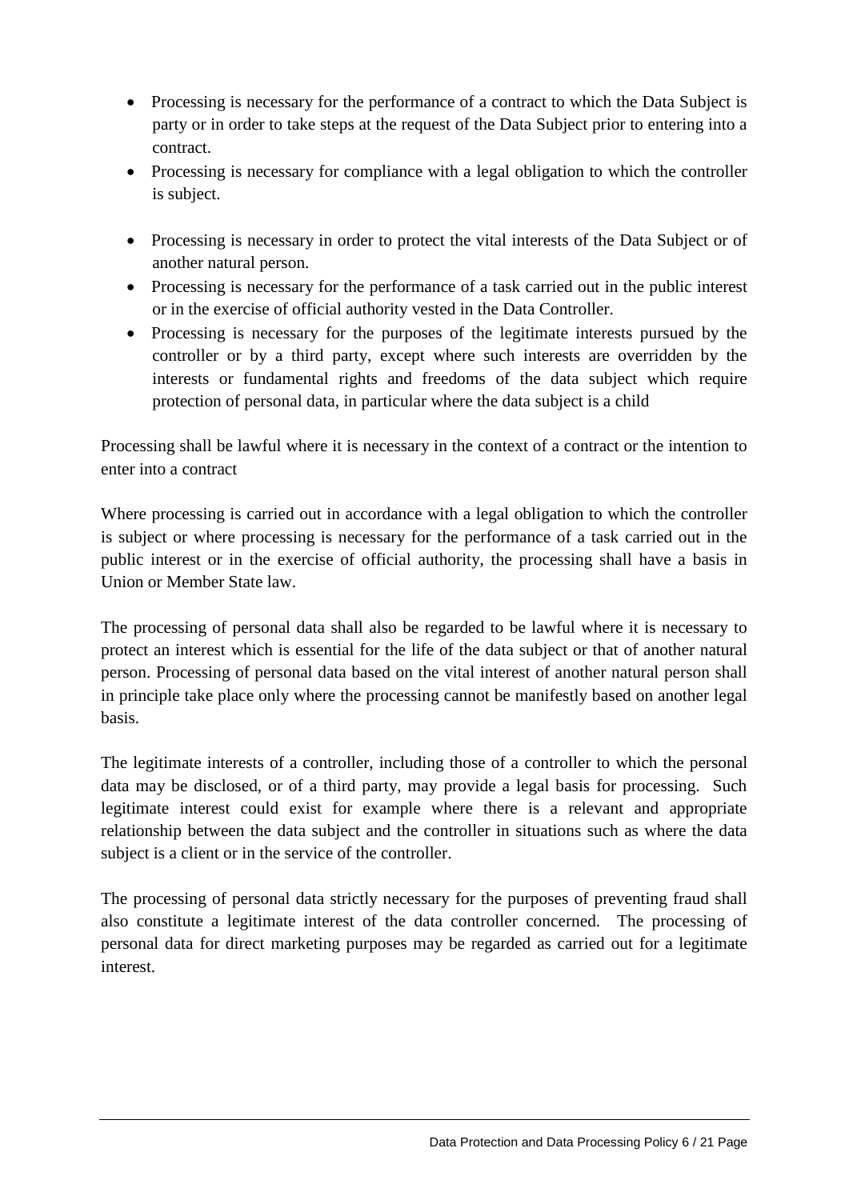- Processing is necessary for the performance of a contract to which the Data Subject is party or in order to take steps at the request of the Data Subject prior to entering into a contract.
- Processing is necessary for compliance with a legal obligation to which the controller is subject.
- Processing is necessary in order to protect the vital interests of the Data Subject or of another natural person.
- Processing is necessary for the performance of a task carried out in the public interest or in the exercise of official authority vested in the Data Controller.
- Processing is necessary for the purposes of the legitimate interests pursued by the controller or by a third party, except where such interests are overridden by the interests or fundamental rights and freedoms of the data subject which require protection of personal data, in particular where the data subject is a child

Processing shall be lawful where it is necessary in the context of a contract or the intention to enter into a contract

Where processing is carried out in accordance with a legal obligation to which the controller is subject or where processing is necessary for the performance of a task carried out in the public interest or in the exercise of official authority, the processing shall have a basis in Union or Member State law.

The processing of personal data shall also be regarded to be lawful where it is necessary to protect an interest which is essential for the life of the data subject or that of another natural person. Processing of personal data based on the vital interest of another natural person shall in principle take place only where the processing cannot be manifestly based on another legal basis.

The legitimate interests of a controller, including those of a controller to which the personal data may be disclosed, or of a third party, may provide a legal basis for processing. Such legitimate interest could exist for example where there is a relevant and appropriate relationship between the data subject and the controller in situations such as where the data subject is a client or in the service of the controller.

The processing of personal data strictly necessary for the purposes of preventing fraud shall also constitute a legitimate interest of the data controller concerned. The processing of personal data for direct marketing purposes may be regarded as carried out for a legitimate interest.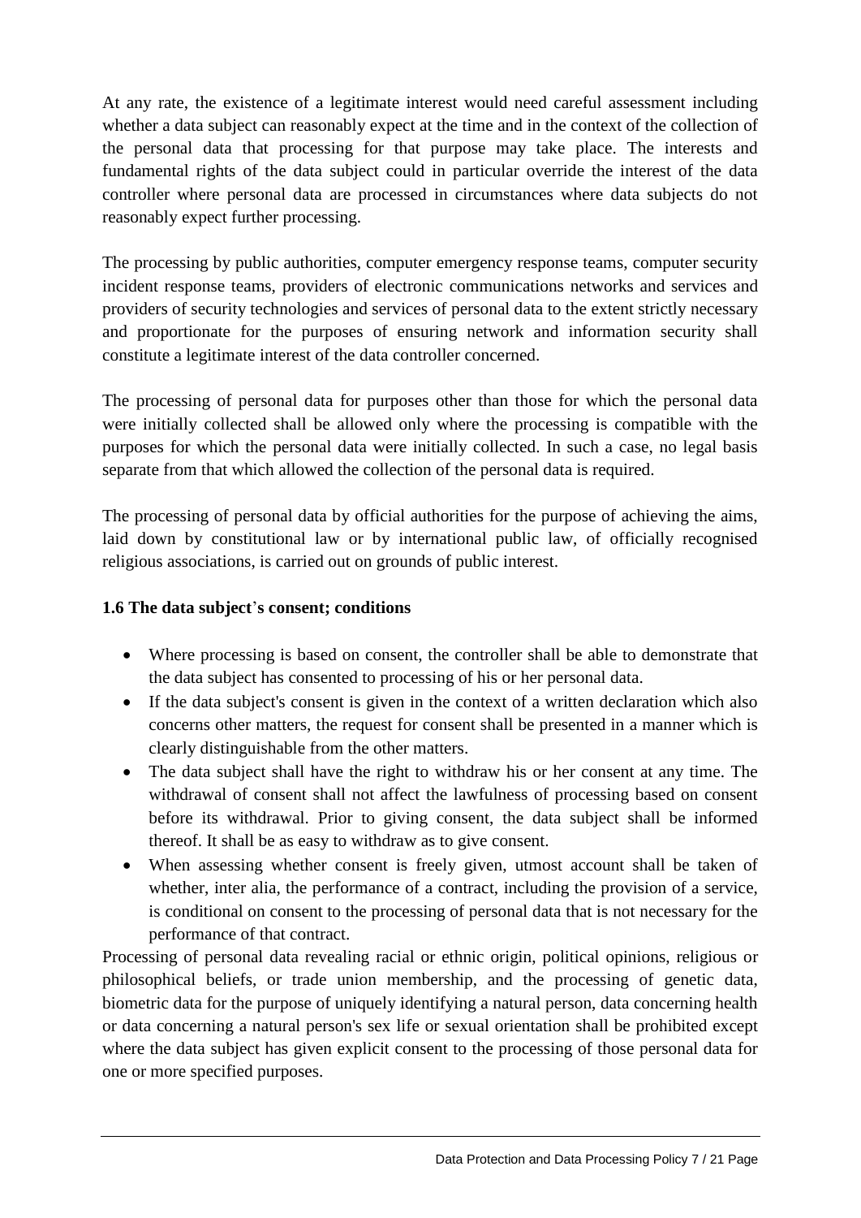At any rate, the existence of a legitimate interest would need careful assessment including whether a data subject can reasonably expect at the time and in the context of the collection of the personal data that processing for that purpose may take place. The interests and fundamental rights of the data subject could in particular override the interest of the data controller where personal data are processed in circumstances where data subjects do not reasonably expect further processing.

The processing by public authorities, computer emergency response teams, computer security incident response teams, providers of electronic communications networks and services and providers of security technologies and services of personal data to the extent strictly necessary and proportionate for the purposes of ensuring network and information security shall constitute a legitimate interest of the data controller concerned.

The processing of personal data for purposes other than those for which the personal data were initially collected shall be allowed only where the processing is compatible with the purposes for which the personal data were initially collected. In such a case, no legal basis separate from that which allowed the collection of the personal data is required.

The processing of personal data by official authorities for the purpose of achieving the aims, laid down by constitutional law or by international public law, of officially recognised religious associations, is carried out on grounds of public interest.

**1.6 The data subject's consent; conditions**

- Where processing is based on consent, the controller shall be able to demonstrate that the data subject has consented to processing of his or her personal data.
- If the data subject's consent is given in the context of a written declaration which also concerns other matters, the request for consent shall be presented in a manner which is clearly distinguishable from the other matters.
- The data subject shall have the right to withdraw his or her consent at any time. The withdrawal of consent shall not affect the lawfulness of processing based on consent before its withdrawal. Prior to giving consent, the data subject shall be informed thereof. It shall be as easy to withdraw as to give consent.
- When assessing whether consent is freely given, utmost account shall be taken of whether, inter alia, the performance of a contract, including the provision of a service, is conditional on consent to the processing of personal data that is not necessary for the performance of that contract.

Processing of personal data revealing racial or ethnic origin, political opinions, religious or philosophical beliefs, or trade union membership, and the processing of genetic data, biometric data for the purpose of uniquely identifying a natural person, data concerning health or data concerning a natural person's sex life or sexual orientation shall be prohibited except where the data subject has given explicit consent to the processing of those personal data for one or more specified purposes.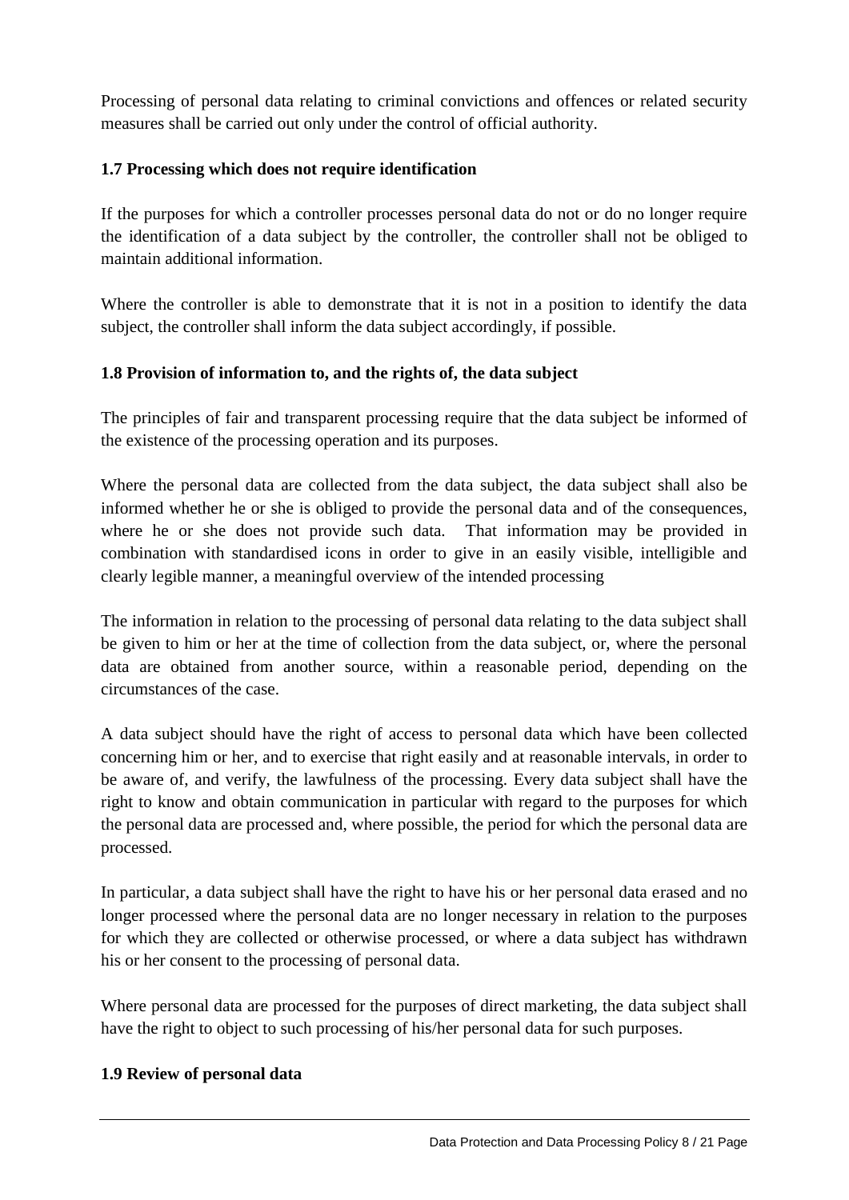Processing of personal data relating to criminal convictions and offences or related security measures shall be carried out only under the control of official authority.

### 1.7 Processing which does not require identification

If the purposes for which a controller processes personal data do not or do no longer require the identification of a data subject by the controller, the controller shall not be obliged to maintain additional information.

Where the controller is able to demonstrate that it is not in a position to identify the data subject, the controller shall inform the data subject accordingly, if possible.

### 1.8 Provision of information to, and the rights of, the data subject

The principles of fair and transparent processing require that the data subject be informed of the existence of the processing operation and its purposes.

Where the personal data are collected from the data subject, the data subject shall also be informed whether he or she is obliged to provide the personal data and of the consequences, where he or she does not provide such data. That information may be provided in combination with standardised icons in order to give in an easily visible, intelligible and clearly legible manner, a meaningful overview of the intended processing

The information in relation to the processing of personal data relating to the data subject shall be given to him or her at the time of collection from the data subject, or, where the personal data are obtained from another source, within a reasonable period, depending on the circumstances of the case.

A data subject should have the right of access to personal data which have been collected concerning him or her, and to exercise that right easily and at reasonable intervals, in order to be aware of, and verify, the lawfulness of the processing. Every data subject shall have the right to know and obtain communication in particular with regard to the purposes for which the personal data are processed and, where possible, the period for which the personal data are processed.

In particular, a data subject shall have the right to have his or her personal data erased and no longer processed where the personal data are no longer necessary in relation to the purposes for which they are collected or otherwise processed, or where a data subject has withdrawn his or her consent to the processing of personal data.

Where personal data are processed for the purposes of direct marketing, the data subject shall have the right to object to such processing of his/her personal data for such purposes.

### 1.9 Review of personal data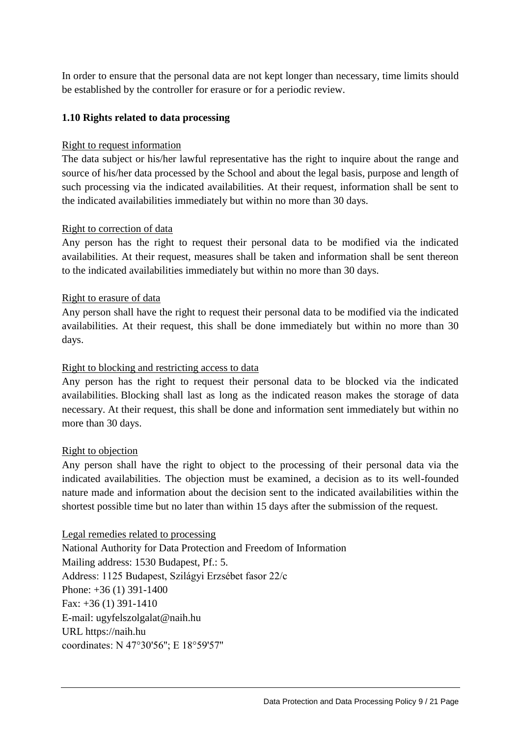In order to ensure that the personal data are not kept longer than necessary, time limits should be established by the controller for erasure or for a periodic review.

### 1.10 Rights related to data processing

Right to request information

The data subject or his/her lawful representative has the right to inquire about the range and source of his/her data processed by the School and about the legal basis, purpose and length of such processing via the indicated availabilities. At their request, information shall be sent to the indicated availabilities immediately but within no more than 30 days.

Right to correction of data

Any person has the right to request their personal data to be modified via the indicated availabilities. At their request, measures shall be taken and information shall be sent thereon to the indicated availabilities immediately but within no more than 30 days.

Right to erasure of data

Any person shall have the right to request their personal data to be modified via the indicated availabilities. At their request, this shall be done immediately but within no more than 30 days.

Right to blocking and restricting access to data

Any person has the right to request their personal data to be blocked via the indicated availabilities. Blocking shall last as long as the indicated reason makes the storage of data necessary. At their request, this shall be done and information sent immediately but within no more than 30 days.

Right to objection

Any person shall have the right to object to the processing of their personal data via the indicated availabilities. The objection must be examined, a decision as to its well-founded nature made and information about the decision sent to the indicated availabilities within the shortest possible time but no later than within 15 days after the submission of the request.

Legal remedies related to processing

National Authority for Data Protection and Freedom of Information
Mailing address: 1530 Budapest, Pf.: 5.
Address: 1125 Budapest, Szilágyi Erzsébet fasor 22/c
Phone: +36 (1) 391-1400
Fax: +36 (1) 391-1410
E-mail: ugyfelszolgalat@naih.hu
URL https://naih.hu
coordinates: N 47°30'56"; E 18°59'57"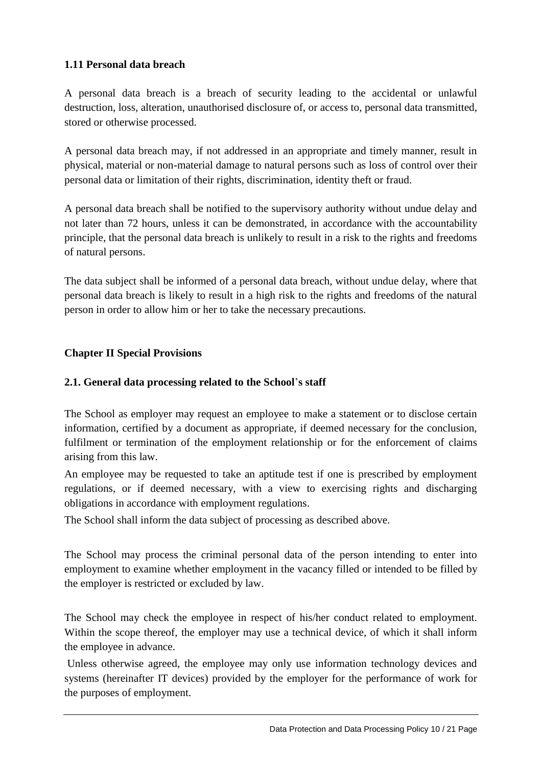### 1.11 Personal data breach

A personal data breach is a breach of security leading to the accidental or unlawful destruction, loss, alteration, unauthorised disclosure of, or access to, personal data transmitted, stored or otherwise processed.

A personal data breach may, if not addressed in an appropriate and timely manner, result in physical, material or non-material damage to natural persons such as loss of control over their personal data or limitation of their rights, discrimination, identity theft or fraud.

A personal data breach shall be notified to the supervisory authority without undue delay and not later than 72 hours, unless it can be demonstrated, in accordance with the accountability principle, that the personal data breach is unlikely to result in a risk to the rights and freedoms of natural persons.

The data subject shall be informed of a personal data breach, without undue delay, where that personal data breach is likely to result in a high risk to the rights and freedoms of the natural person in order to allow him or her to take the necessary precautions.

## Chapter II Special Provisions

### 2.1. General data processing related to the School's staff

The School as employer may request an employee to make a statement or to disclose certain information, certified by a document as appropriate, if deemed necessary for the conclusion, fulfilment or termination of the employment relationship or for the enforcement of claims arising from this law.

An employee may be requested to take an aptitude test if one is prescribed by employment regulations, or if deemed necessary, with a view to exercising rights and discharging obligations in accordance with employment regulations.

The School shall inform the data subject of processing as described above.

The School may process the criminal personal data of the person intending to enter into employment to examine whether employment in the vacancy filled or intended to be filled by the employer is restricted or excluded by law.

The School may check the employee in respect of his/her conduct related to employment. Within the scope thereof, the employer may use a technical device, of which it shall inform the employee in advance.

Unless otherwise agreed, the employee may only use information technology devices and systems (hereinafter IT devices) provided by the employer for the performance of work for the purposes of employment.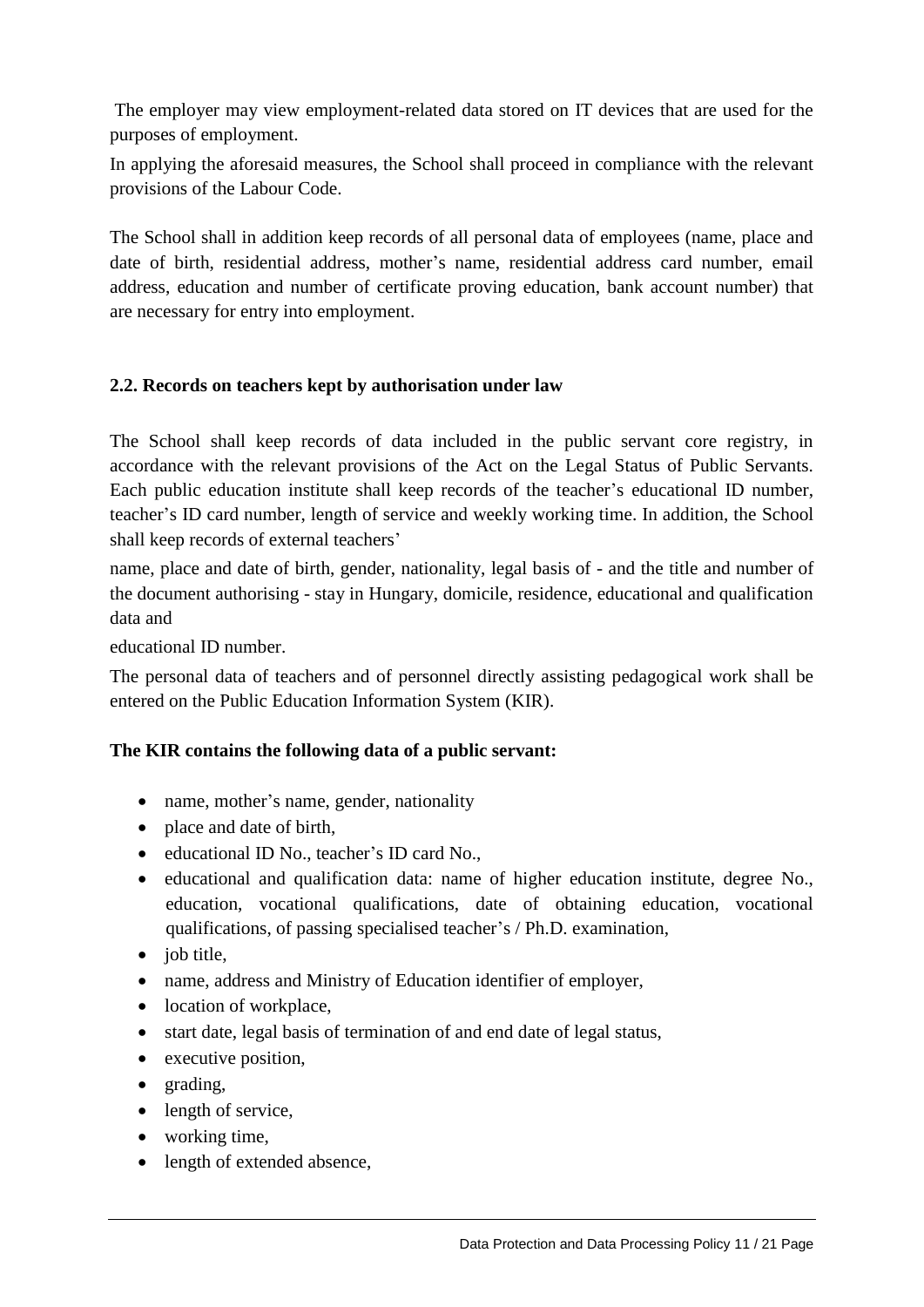The employer may view employment-related data stored on IT devices that are used for the purposes of employment.

In applying the aforesaid measures, the School shall proceed in compliance with the relevant provisions of the Labour Code.

The School shall in addition keep records of all personal data of employees (name, place and date of birth, residential address, mother's name, residential address card number, email address, education and number of certificate proving education, bank account number) that are necessary for entry into employment.

**2.2. Records on teachers kept by authorisation under law**

The School shall keep records of data included in the public servant core registry, in accordance with the relevant provisions of the Act on the Legal Status of Public Servants. Each public education institute shall keep records of the teacher's educational ID number, teacher's ID card number, length of service and weekly working time. In addition, the School shall keep records of external teachers'

name, place and date of birth, gender, nationality, legal basis of - and the title and number of the document authorising - stay in Hungary, domicile, residence, educational and qualification data and

educational ID number.

The personal data of teachers and of personnel directly assisting pedagogical work shall be entered on the Public Education Information System (KIR).

**The KIR contains the following data of a public servant:**

- name, mother's name, gender, nationality
- place and date of birth,
- educational ID No., teacher's ID card No.,
- educational and qualification data: name of higher education institute, degree No., education, vocational qualifications, date of obtaining education, vocational qualifications, of passing specialised teacher's / Ph.D. examination,
- job title,
- name, address and Ministry of Education identifier of employer,
- location of workplace,
- start date, legal basis of termination of and end date of legal status,
- executive position,
- grading,
- length of service,
- working time,
- length of extended absence,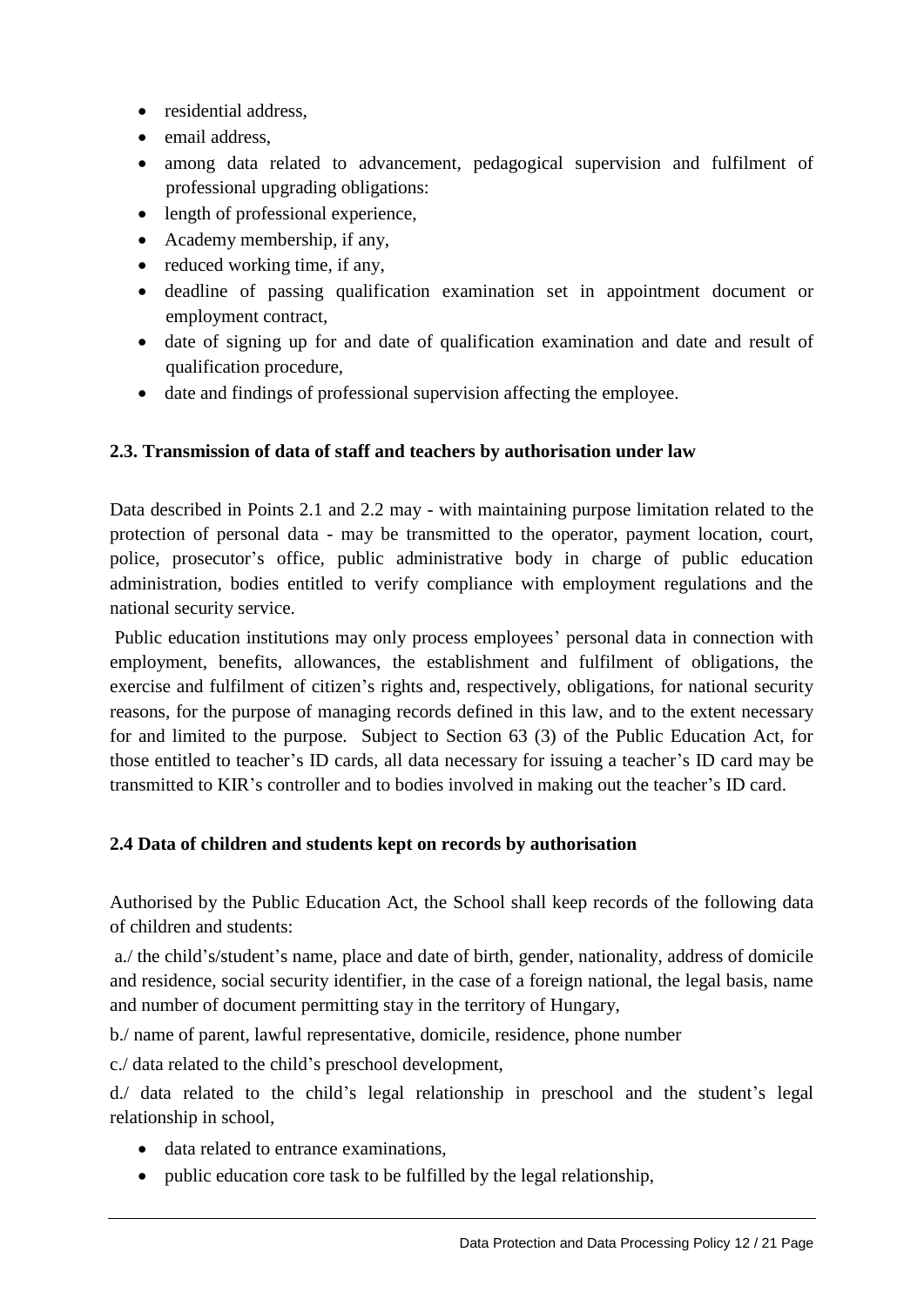- residential address,
- email address,
- among data related to advancement, pedagogical supervision and fulfilment of professional upgrading obligations:
- length of professional experience,
- Academy membership, if any,
- reduced working time, if any,
- deadline of passing qualification examination set in appointment document or employment contract,
- date of signing up for and date of qualification examination and date and result of qualification procedure,
- date and findings of professional supervision affecting the employee.

**2.3. Transmission of data of staff and teachers by authorisation under law**

Data described in Points 2.1 and 2.2 may - with maintaining purpose limitation related to the protection of personal data - may be transmitted to the operator, payment location, court, police, prosecutor's office, public administrative body in charge of public education administration, bodies entitled to verify compliance with employment regulations and the national security service.

Public education institutions may only process employees' personal data in connection with employment, benefits, allowances, the establishment and fulfilment of obligations, the exercise and fulfilment of citizen's rights and, respectively, obligations, for national security reasons, for the purpose of managing records defined in this law, and to the extent necessary for and limited to the purpose. Subject to Section 63 (3) of the Public Education Act, for those entitled to teacher's ID cards, all data necessary for issuing a teacher's ID card may be transmitted to KIR's controller and to bodies involved in making out the teacher's ID card.

**2.4 Data of children and students kept on records by authorisation**

Authorised by the Public Education Act, the School shall keep records of the following data of children and students:

a./ the child's/student's name, place and date of birth, gender, nationality, address of domicile and residence, social security identifier, in the case of a foreign national, the legal basis, name and number of document permitting stay in the territory of Hungary,

b./ name of parent, lawful representative, domicile, residence, phone number

c./ data related to the child's preschool development,

d./ data related to the child's legal relationship in preschool and the student's legal relationship in school,

- data related to entrance examinations,
- public education core task to be fulfilled by the legal relationship,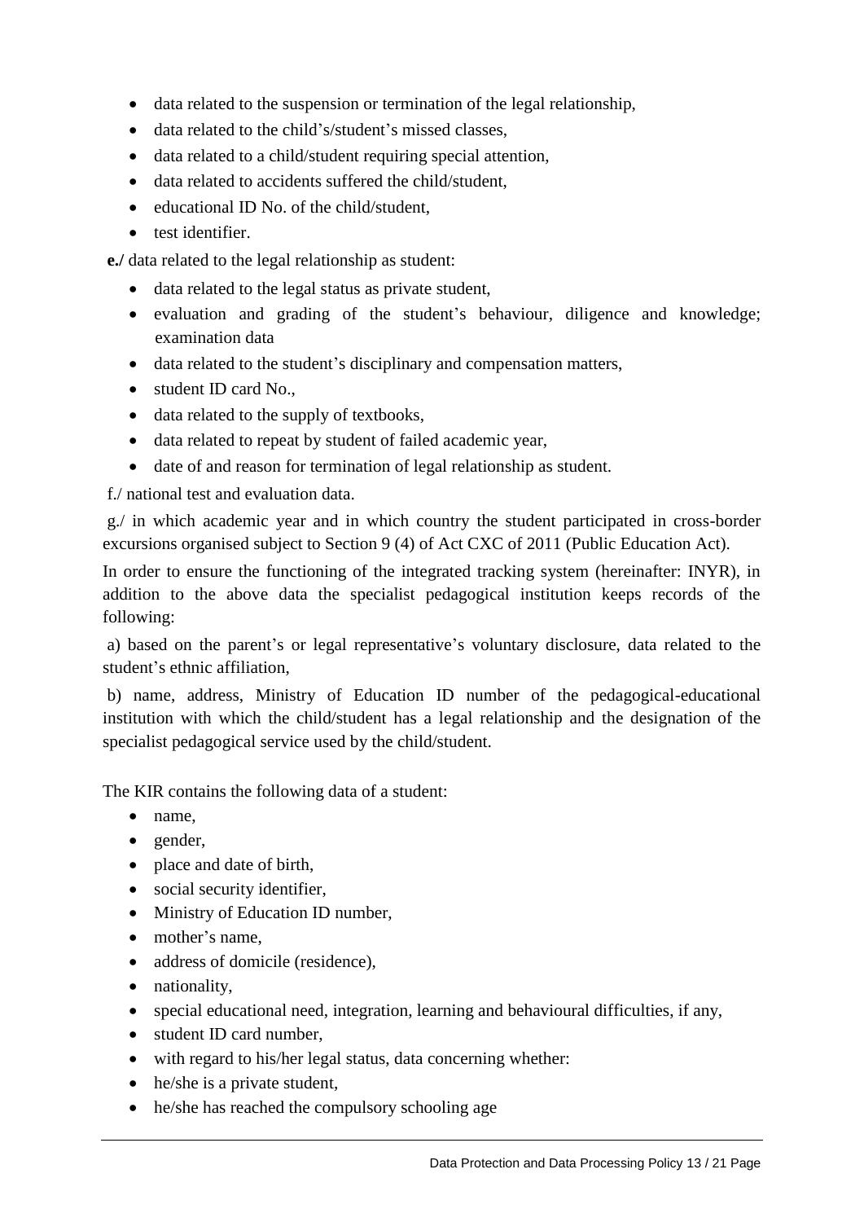- data related to the suspension or termination of the legal relationship,
- data related to the child's/student's missed classes,
- data related to a child/student requiring special attention,
- data related to accidents suffered the child/student,
- educational ID No. of the child/student,
- test identifier.

**e./** data related to the legal relationship as student:

- data related to the legal status as private student,
- evaluation and grading of the student's behaviour, diligence and knowledge; examination data
- data related to the student's disciplinary and compensation matters,
- student ID card No.,
- data related to the supply of textbooks,
- data related to repeat by student of failed academic year,
- date of and reason for termination of legal relationship as student.

f./ national test and evaluation data.

g./ in which academic year and in which country the student participated in cross-border excursions organised subject to Section 9 (4) of Act CXC of 2011 (Public Education Act).

In order to ensure the functioning of the integrated tracking system (hereinafter: INYR), in addition to the above data the specialist pedagogical institution keeps records of the following:

a) based on the parent's or legal representative's voluntary disclosure, data related to the student's ethnic affiliation,

b) name, address, Ministry of Education ID number of the pedagogical-educational institution with which the child/student has a legal relationship and the designation of the specialist pedagogical service used by the child/student.

The KIR contains the following data of a student:

- name,
- gender,
- place and date of birth,
- social security identifier,
- Ministry of Education ID number,
- mother's name,
- address of domicile (residence),
- nationality,
- special educational need, integration, learning and behavioural difficulties, if any,
- student ID card number,
- with regard to his/her legal status, data concerning whether:
- he/she is a private student,
- he/she has reached the compulsory schooling age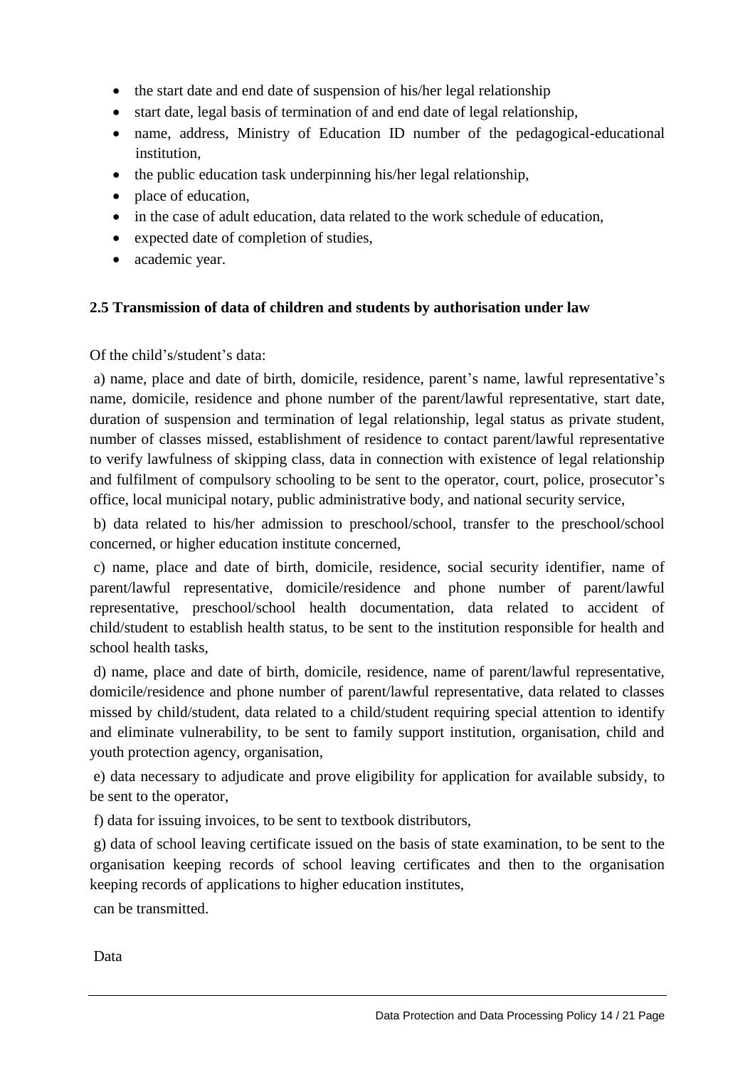- the start date and end date of suspension of his/her legal relationship
- start date, legal basis of termination of and end date of legal relationship,
- name, address, Ministry of Education ID number of the pedagogical-educational institution,
- the public education task underpinning his/her legal relationship,
- place of education,
- in the case of adult education, data related to the work schedule of education,
- expected date of completion of studies,
- academic year.

**2.5 Transmission of data of children and students by authorisation under law**

Of the child's/student's data:

a) name, place and date of birth, domicile, residence, parent's name, lawful representative's name, domicile, residence and phone number of the parent/lawful representative, start date, duration of suspension and termination of legal relationship, legal status as private student, number of classes missed, establishment of residence to contact parent/lawful representative to verify lawfulness of skipping class, data in connection with existence of legal relationship and fulfilment of compulsory schooling to be sent to the operator, court, police, prosecutor's office, local municipal notary, public administrative body, and national security service,

b) data related to his/her admission to preschool/school, transfer to the preschool/school concerned, or higher education institute concerned,

c) name, place and date of birth, domicile, residence, social security identifier, name of parent/lawful representative, domicile/residence and phone number of parent/lawful representative, preschool/school health documentation, data related to accident of child/student to establish health status, to be sent to the institution responsible for health and school health tasks,

d) name, place and date of birth, domicile, residence, name of parent/lawful representative, domicile/residence and phone number of parent/lawful representative, data related to classes missed by child/student, data related to a child/student requiring special attention to identify and eliminate vulnerability, to be sent to family support institution, organisation, child and youth protection agency, organisation,

e) data necessary to adjudicate and prove eligibility for application for available subsidy, to be sent to the operator,

f) data for issuing invoices, to be sent to textbook distributors,

g) data of school leaving certificate issued on the basis of state examination, to be sent to the organisation keeping records of school leaving certificates and then to the organisation keeping records of applications to higher education institutes,

can be transmitted.

Data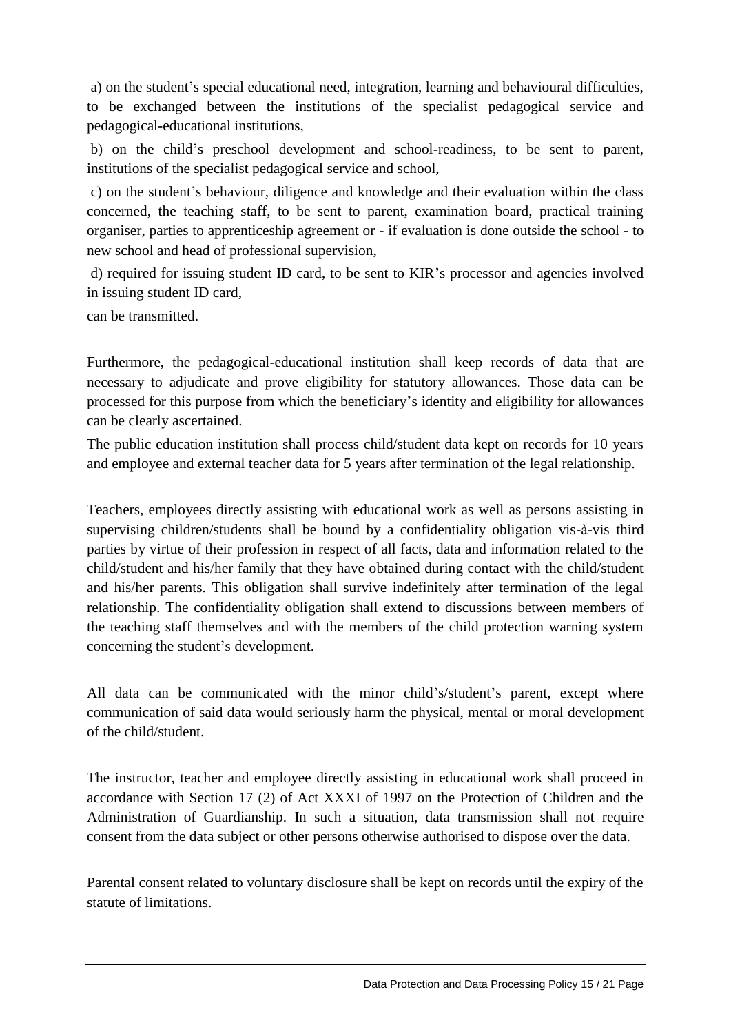a) on the student's special educational need, integration, learning and behavioural difficulties, to be exchanged between the institutions of the specialist pedagogical service and pedagogical-educational institutions,

b) on the child's preschool development and school-readiness, to be sent to parent, institutions of the specialist pedagogical service and school,

c) on the student's behaviour, diligence and knowledge and their evaluation within the class concerned, the teaching staff, to be sent to parent, examination board, practical training organiser, parties to apprenticeship agreement or - if evaluation is done outside the school - to new school and head of professional supervision,

d) required for issuing student ID card, to be sent to KIR's processor and agencies involved in issuing student ID card,

can be transmitted.

Furthermore, the pedagogical-educational institution shall keep records of data that are necessary to adjudicate and prove eligibility for statutory allowances. Those data can be processed for this purpose from which the beneficiary's identity and eligibility for allowances can be clearly ascertained.

The public education institution shall process child/student data kept on records for 10 years and employee and external teacher data for 5 years after termination of the legal relationship.

Teachers, employees directly assisting with educational work as well as persons assisting in supervising children/students shall be bound by a confidentiality obligation vis-à-vis third parties by virtue of their profession in respect of all facts, data and information related to the child/student and his/her family that they have obtained during contact with the child/student and his/her parents. This obligation shall survive indefinitely after termination of the legal relationship. The confidentiality obligation shall extend to discussions between members of the teaching staff themselves and with the members of the child protection warning system concerning the student's development.

All data can be communicated with the minor child's/student's parent, except where communication of said data would seriously harm the physical, mental or moral development of the child/student.

The instructor, teacher and employee directly assisting in educational work shall proceed in accordance with Section 17 (2) of Act XXXI of 1997 on the Protection of Children and the Administration of Guardianship. In such a situation, data transmission shall not require consent from the data subject or other persons otherwise authorised to dispose over the data.

Parental consent related to voluntary disclosure shall be kept on records until the expiry of the statute of limitations.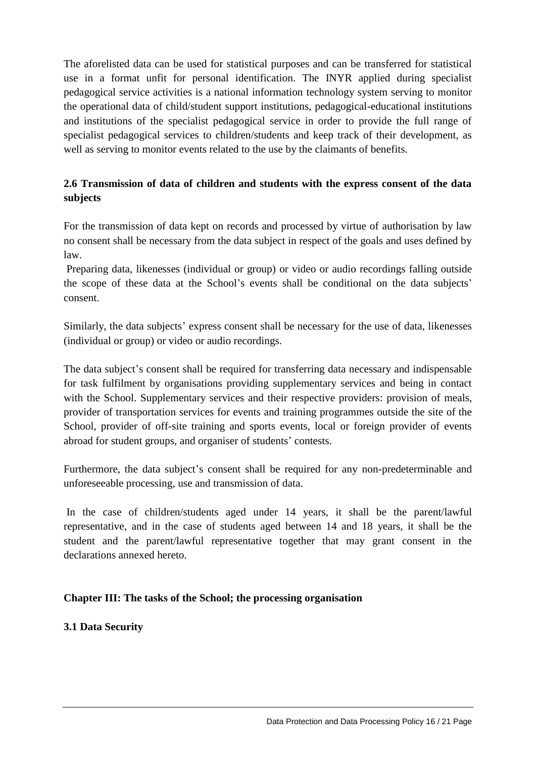The aforelisted data can be used for statistical purposes and can be transferred for statistical use in a format unfit for personal identification. The INYR applied during specialist pedagogical service activities is a national information technology system serving to monitor the operational data of child/student support institutions, pedagogical-educational institutions and institutions of the specialist pedagogical service in order to provide the full range of specialist pedagogical services to children/students and keep track of their development, as well as serving to monitor events related to the use by the claimants of benefits.

### 2.6 Transmission of data of children and students with the express consent of the data subjects

For the transmission of data kept on records and processed by virtue of authorisation by law no consent shall be necessary from the data subject in respect of the goals and uses defined by law.

Preparing data, likenesses (individual or group) or video or audio recordings falling outside the scope of these data at the School's events shall be conditional on the data subjects' consent.

Similarly, the data subjects' express consent shall be necessary for the use of data, likenesses (individual or group) or video or audio recordings.

The data subject's consent shall be required for transferring data necessary and indispensable for task fulfilment by organisations providing supplementary services and being in contact with the School. Supplementary services and their respective providers: provision of meals, provider of transportation services for events and training programmes outside the site of the School, provider of off-site training and sports events, local or foreign provider of events abroad for student groups, and organiser of students' contests.

Furthermore, the data subject's consent shall be required for any non-predeterminable and unforeseeable processing, use and transmission of data.

In the case of children/students aged under 14 years, it shall be the parent/lawful representative, and in the case of students aged between 14 and 18 years, it shall be the student and the parent/lawful representative together that may grant consent in the declarations annexed hereto.

## Chapter III: The tasks of the School; the processing organisation

### 3.1 Data Security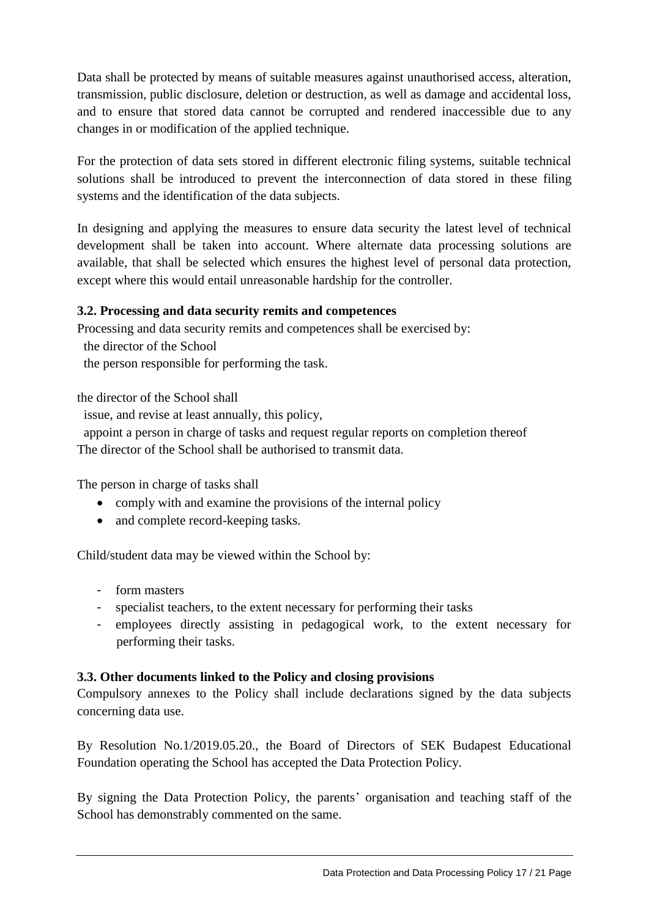Data shall be protected by means of suitable measures against unauthorised access, alteration, transmission, public disclosure, deletion or destruction, as well as damage and accidental loss, and to ensure that stored data cannot be corrupted and rendered inaccessible due to any changes in or modification of the applied technique.

For the protection of data sets stored in different electronic filing systems, suitable technical solutions shall be introduced to prevent the interconnection of data stored in these filing systems and the identification of the data subjects.

In designing and applying the measures to ensure data security the latest level of technical development shall be taken into account. Where alternate data processing solutions are available, that shall be selected which ensures the highest level of personal data protection, except where this would entail unreasonable hardship for the controller.

### 3.2. Processing and data security remits and competences

Processing and data security remits and competences shall be exercised by:

- the director of the School
- the person responsible for performing the task.

the director of the School shall

- issue, and revise at least annually, this policy,
- appoint a person in charge of tasks and request regular reports on completion thereof

The director of the School shall be authorised to transmit data.

The person in charge of tasks shall

- comply with and examine the provisions of the internal policy
- and complete record-keeping tasks.

Child/student data may be viewed within the School by:

- form masters
- specialist teachers, to the extent necessary for performing their tasks
- employees directly assisting in pedagogical work, to the extent necessary for performing their tasks.

### 3.3. Other documents linked to the Policy and closing provisions

Compulsory annexes to the Policy shall include declarations signed by the data subjects concerning data use.

By Resolution No.1/2019.05.20., the Board of Directors of SEK Budapest Educational Foundation operating the School has accepted the Data Protection Policy.

By signing the Data Protection Policy, the parents' organisation and teaching staff of the School has demonstrably commented on the same.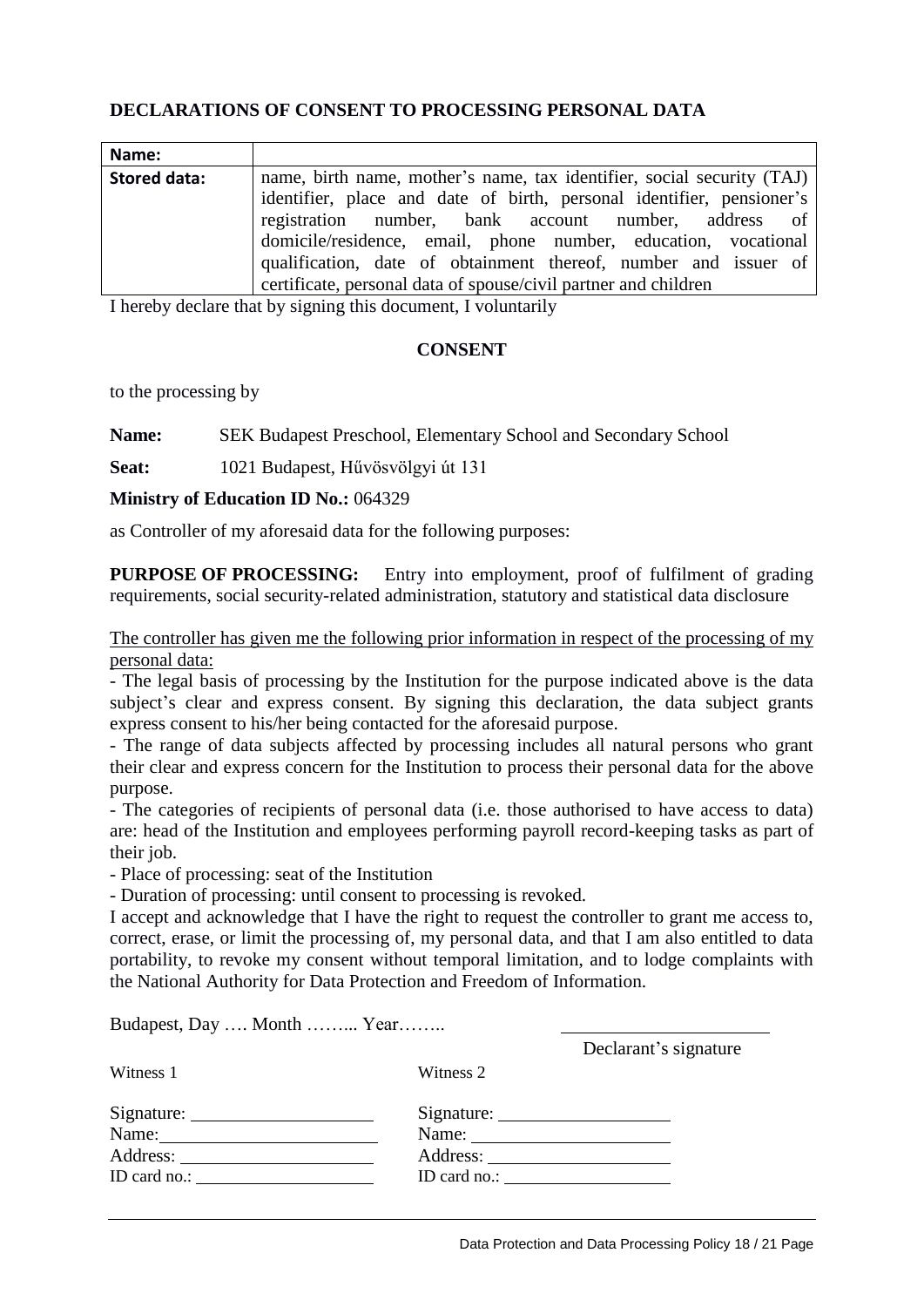## DECLARATIONS OF CONSENT TO PROCESSING PERSONAL DATA

| **Name:** | |
|---|---|
| **Stored data:** | name, birth name, mother's name, tax identifier, social security (TAJ) identifier, place and date of birth, personal identifier, pensioner's registration number, bank account number, address of domicile/residence, email, phone number, education, vocational qualification, date of obtainment thereof, number and issuer of certificate, personal data of spouse/civil partner and children |

I hereby declare that by signing this document, I voluntarily

**CONSENT**

to the processing by

**Name:** SEK Budapest Preschool, Elementary School and Secondary School

**Seat:** 1021 Budapest, Hűvösvölgyi út 131

**Ministry of Education ID No.:** 064329

as Controller of my aforesaid data for the following purposes:

**PURPOSE OF PROCESSING:** Entry into employment, proof of fulfilment of grading requirements, social security-related administration, statutory and statistical data disclosure

<u>The controller has given me the following prior information in respect of the processing of my personal data:</u>

- The legal basis of processing by the Institution for the purpose indicated above is the data subject's clear and express consent. By signing this declaration, the data subject grants express consent to his/her being contacted for the aforesaid purpose.
- The range of data subjects affected by processing includes all natural persons who grant their clear and express concern for the Institution to process their personal data for the above purpose.
- The categories of recipients of personal data (i.e. those authorised to have access to data) are: head of the Institution and employees performing payroll record-keeping tasks as part of their job.
- Place of processing: seat of the Institution
- Duration of processing: until consent to processing is revoked.

I accept and acknowledge that I have the right to request the controller to grant me access to, correct, erase, or limit the processing of, my personal data, and that I am also entitled to data portability, to revoke my consent without temporal limitation, and to lodge complaints with the National Authority for Data Protection and Freedom of Information.

Budapest, Day …. Month ……... Year……..

Declarant's signature

Witness 1

Signature: ____________________
Name: ____________________
Address: ____________________
ID card no.: ____________________

Witness 2

Signature: ____________________
Name: ____________________
Address: ____________________
ID card no.: ____________________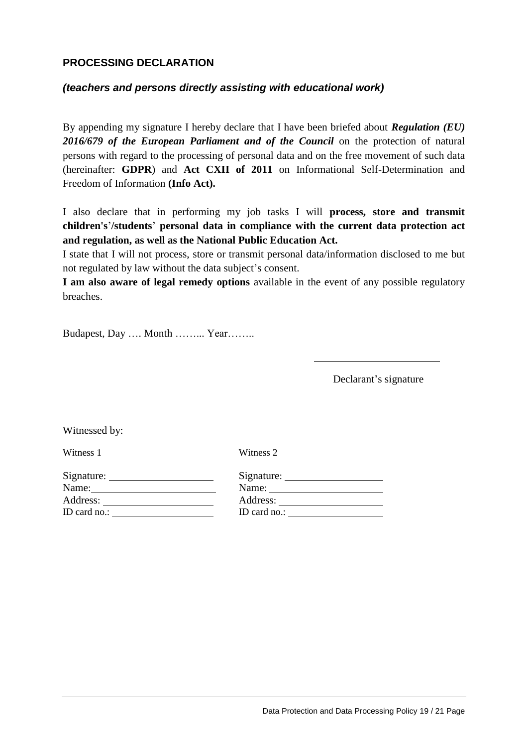## PROCESSING DECLARATION

### *(teachers and persons directly assisting with educational work)*

By appending my signature I hereby declare that I have been briefed about ***Regulation (EU) 2016/679 of the European Parliament and of the Council*** on the protection of natural persons with regard to the processing of personal data and on the free movement of such data (hereinafter: **GDPR**) and **Act CXII of 2011** on Informational Self-Determination and Freedom of Information **(Info Act).**

I also declare that in performing my job tasks I will **process, store and transmit children's'/students' personal data in compliance with the current data protection act and regulation, as well as the National Public Education Act.**

I state that I will not process, store or transmit personal data/information disclosed to me but not regulated by law without the data subject's consent.

**I am also aware of legal remedy options** available in the event of any possible regulatory breaches.

Budapest, Day …. Month …….. Year……..

\_\_\_\_\_\_\_\_\_\_\_\_\_\_\_\_\_\_\_\_\_\_\_\_

Declarant's signature

Witnessed by:

| Witness 1 | Witness 2 |
| --- | --- |
| Signature: \_\_\_\_\_\_\_\_\_\_\_\_\_\_\_\_\_\_ | Signature: \_\_\_\_\_\_\_\_\_\_\_\_\_\_\_\_\_\_ |
| Name: \_\_\_\_\_\_\_\_\_\_\_\_\_\_\_\_\_\_ | Name: \_\_\_\_\_\_\_\_\_\_\_\_\_\_\_\_\_\_ |
| Address: \_\_\_\_\_\_\_\_\_\_\_\_\_\_\_\_\_\_ | Address: \_\_\_\_\_\_\_\_\_\_\_\_\_\_\_\_\_\_ |
| ID card no.: \_\_\_\_\_\_\_\_\_\_\_\_\_\_\_\_\_\_ | ID card no.: \_\_\_\_\_\_\_\_\_\_\_\_\_\_\_\_\_\_ |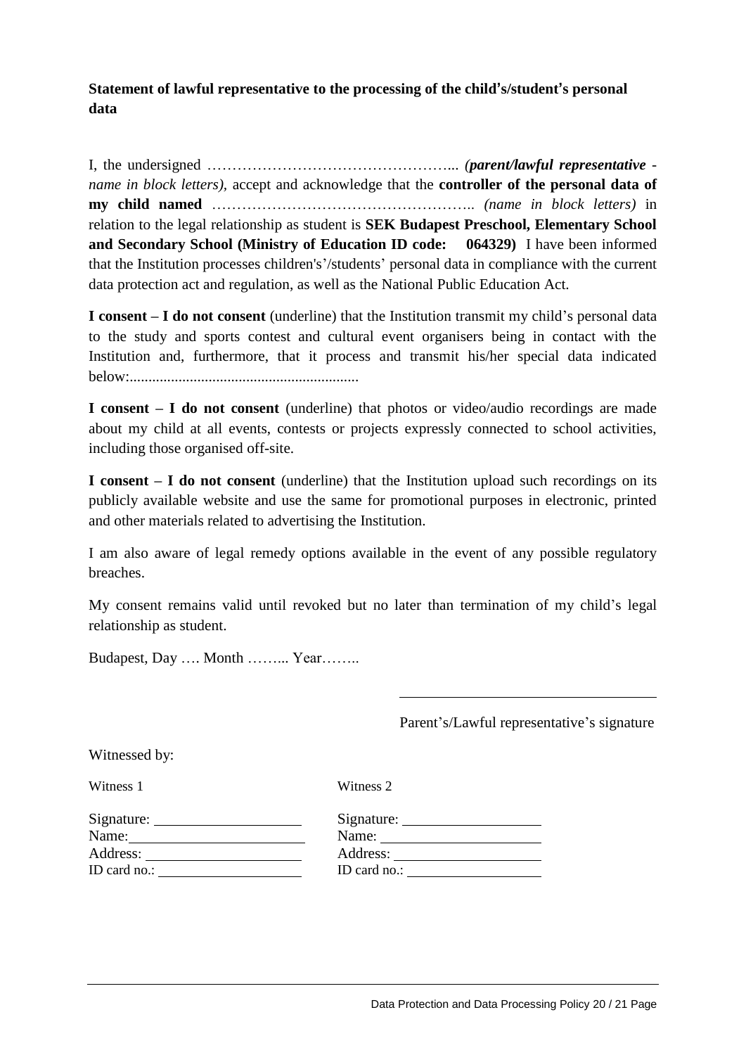**Statement of lawful representative to the processing of the child's/student's personal data**

I, the undersigned …………………………………………... (***parent/lawful representative*** *- name in block letters)*, accept and acknowledge that the **controller of the personal data of my child named** …………………………………………….. *(name in block letters)* in relation to the legal relationship as student is **SEK Budapest Preschool, Elementary School and Secondary School (Ministry of Education ID code: 064329)** I have been informed that the Institution processes children's'/students' personal data in compliance with the current data protection act and regulation, as well as the National Public Education Act.

**I consent – I do not consent** (underline) that the Institution transmit my child's personal data to the study and sports contest and cultural event organisers being in contact with the Institution and, furthermore, that it process and transmit his/her special data indicated below:............................................................

**I consent – I do not consent** (underline) that photos or video/audio recordings are made about my child at all events, contests or projects expressly connected to school activities, including those organised off-site.

**I consent – I do not consent** (underline) that the Institution upload such recordings on its publicly available website and use the same for promotional purposes in electronic, printed and other materials related to advertising the Institution.

I am also aware of legal remedy options available in the event of any possible regulatory breaches.

My consent remains valid until revoked but no later than termination of my child's legal relationship as student.

Budapest, Day …. Month ……... Year……..

\_\_\_\_\_\_\_\_\_\_\_\_\_\_\_\_\_\_\_\_\_\_\_\_\_\_\_\_\_\_

Parent's/Lawful representative's signature

Witnessed by:

| Witness 1 | Witness 2 |
| --- | --- |
| Signature: | Signature: |
| Name: | Name: |
| Address: | Address: |
| ID card no.: | ID card no.: |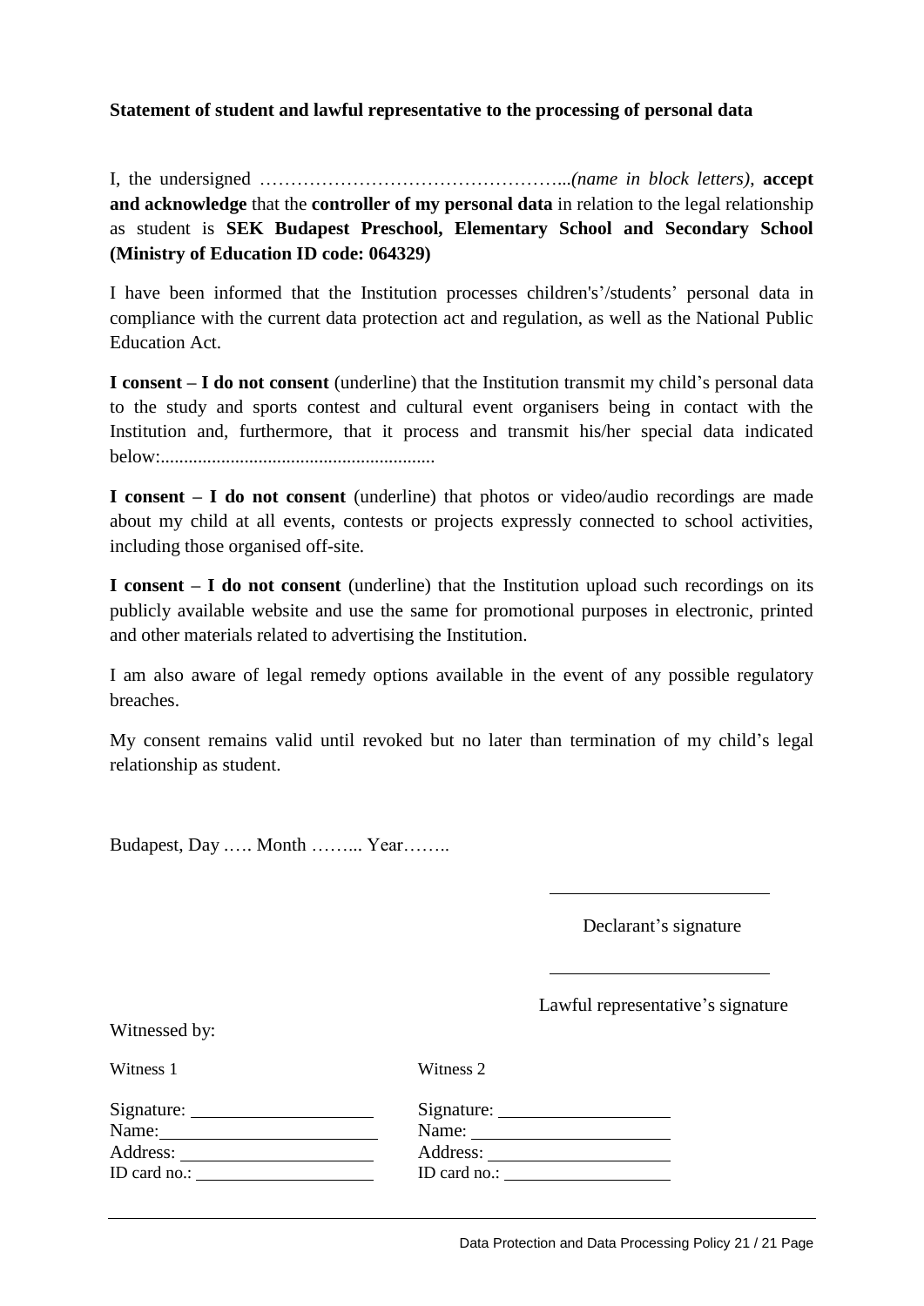**Statement of student and lawful representative to the processing of personal data**

I, the undersigned …………………………………………...*(name in block letters)*, **accept and acknowledge** that the **controller of my personal data** in relation to the legal relationship as student is **SEK Budapest Preschool, Elementary School and Secondary School (Ministry of Education ID code: 064329)**

I have been informed that the Institution processes children's'/students' personal data in compliance with the current data protection act and regulation, as well as the National Public Education Act.

**I consent – I do not consent** (underline) that the Institution transmit my child's personal data to the study and sports contest and cultural event organisers being in contact with the Institution and, furthermore, that it process and transmit his/her special data indicated below:..........................................................

**I consent – I do not consent** (underline) that photos or video/audio recordings are made about my child at all events, contests or projects expressly connected to school activities, including those organised off-site.

**I consent – I do not consent** (underline) that the Institution upload such recordings on its publicly available website and use the same for promotional purposes in electronic, printed and other materials related to advertising the Institution.

I am also aware of legal remedy options available in the event of any possible regulatory breaches.

My consent remains valid until revoked but no later than termination of my child's legal relationship as student.

Budapest, Day ….. Month ……... Year……..

\_\_\_\_\_\_\_\_\_\_\_\_\_\_\_\_\_\_\_\_\_\_\_\_

Declarant's signature

\_\_\_\_\_\_\_\_\_\_\_\_\_\_\_\_\_\_\_\_\_\_\_\_

Lawful representative's signature

Witnessed by:

| Witness 1 | Witness 2 |
|---|---|
| Signature: \_\_\_\_\_\_\_\_\_\_\_\_\_\_\_\_\_\_ | Signature: \_\_\_\_\_\_\_\_\_\_\_\_\_\_\_\_\_\_ |
| Name: \_\_\_\_\_\_\_\_\_\_\_\_\_\_\_\_\_\_ | Name: \_\_\_\_\_\_\_\_\_\_\_\_\_\_\_\_\_\_ |
| Address: \_\_\_\_\_\_\_\_\_\_\_\_\_\_\_\_\_\_ | Address: \_\_\_\_\_\_\_\_\_\_\_\_\_\_\_\_\_\_ |
| ID card no.: \_\_\_\_\_\_\_\_\_\_\_\_\_\_\_\_\_\_ | ID card no.: \_\_\_\_\_\_\_\_\_\_\_\_\_\_\_\_\_\_ |